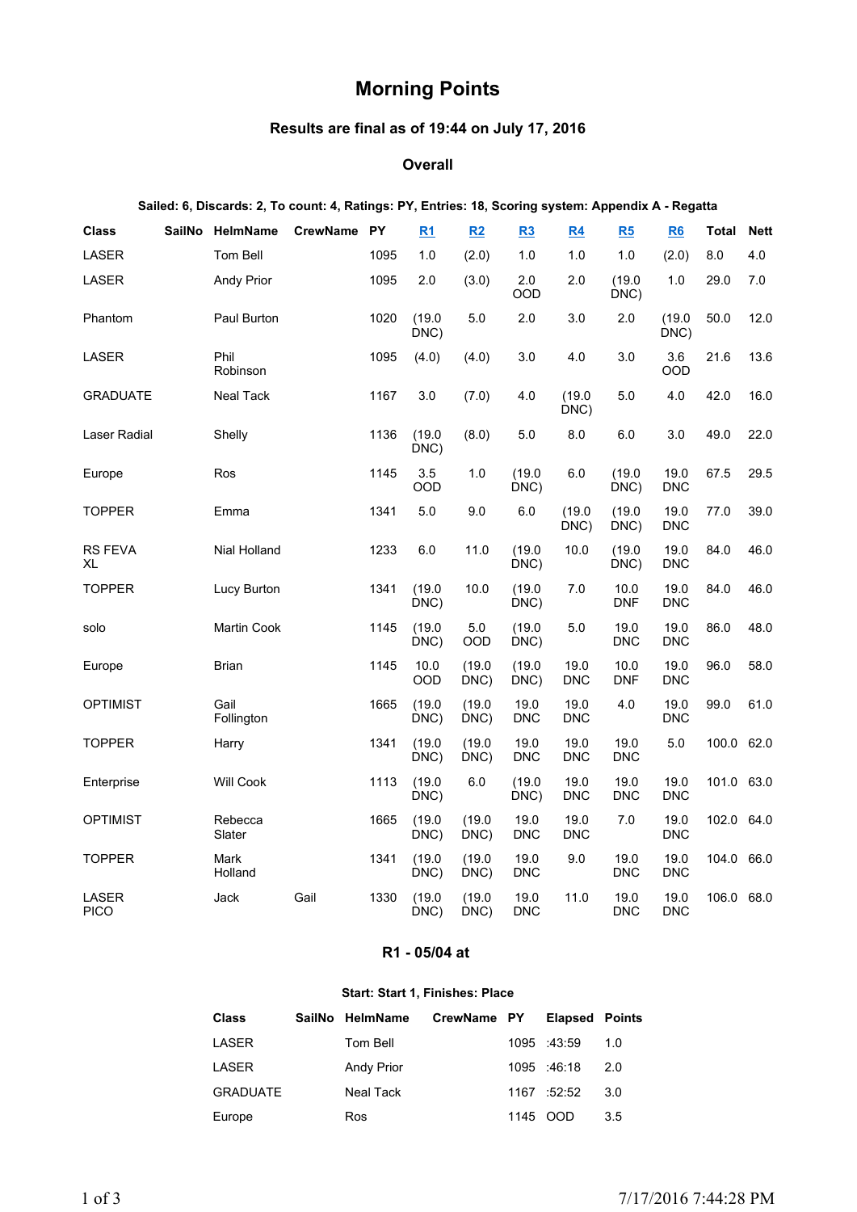# Morning Points

### Results are final as of 19:44 on July 17, 2016

### Overall

**Sailed: 6, Discards: 2, To count: 4, Ratings: PY, Entries: 18, Scoring system: Appendix A - Regatta**

| Class | SailNo | HelmName | CrewName | PY | R1 | R2 | R3 | R4 | R5 | R6 | Total | Nett |
|---|---|---|---|---|---|---|---|---|---|---|---|---|
| LASER | | Tom Bell | | 1095 | 1.0 | (2.0) | 1.0 | 1.0 | 1.0 | (2.0) | 8.0 | 4.0 |
| LASER | | Andy Prior | | 1095 | 2.0 | (3.0) | 2.0 OOD | 2.0 | (19.0 DNC) | 1.0 | 29.0 | 7.0 |
| Phantom | | Paul Burton | | 1020 | (19.0 DNC) | 5.0 | 2.0 | 3.0 | 2.0 | (19.0 DNC) | 50.0 | 12.0 |
| LASER | | Phil Robinson | | 1095 | (4.0) | (4.0) | 3.0 | 4.0 | 3.0 | 3.6 OOD | 21.6 | 13.6 |
| GRADUATE | | Neal Tack | | 1167 | 3.0 | (7.0) | 4.0 | (19.0 DNC) | 5.0 | 4.0 | 42.0 | 16.0 |
| Laser Radial | | Shelly | | 1136 | (19.0 DNC) | (8.0) | 5.0 | 8.0 | 6.0 | 3.0 | 49.0 | 22.0 |
| Europe | | Ros | | 1145 | 3.5 OOD | 1.0 | (19.0 DNC) | 6.0 | (19.0 DNC) | 19.0 DNC | 67.5 | 29.5 |
| TOPPER | | Emma | | 1341 | 5.0 | 9.0 | 6.0 | (19.0 DNC) | (19.0 DNC) | 19.0 DNC | 77.0 | 39.0 |
| RS FEVA XL | | Nial Holland | | 1233 | 6.0 | 11.0 | (19.0 DNC) | 10.0 | (19.0 DNC) | 19.0 DNC | 84.0 | 46.0 |
| TOPPER | | Lucy Burton | | 1341 | (19.0 DNC) | 10.0 | (19.0 DNC) | 7.0 | 10.0 DNF | 19.0 DNC | 84.0 | 46.0 |
| solo | | Martin Cook | | 1145 | (19.0 DNC) | 5.0 OOD | (19.0 DNC) | 5.0 | 19.0 DNC | 19.0 DNC | 86.0 | 48.0 |
| Europe | | Brian | | 1145 | 10.0 OOD | (19.0 DNC) | (19.0 DNC) | 19.0 DNC | 10.0 DNF | 19.0 DNC | 96.0 | 58.0 |
| OPTIMIST | | Gail Follington | | 1665 | (19.0 DNC) | (19.0 DNC) | 19.0 DNC | 19.0 DNC | 4.0 | 19.0 DNC | 99.0 | 61.0 |
| TOPPER | | Harry | | 1341 | (19.0 DNC) | (19.0 DNC) | 19.0 DNC | 19.0 DNC | 19.0 DNC | 5.0 | 100.0 | 62.0 |
| Enterprise | | Will Cook | | 1113 | (19.0 DNC) | 6.0 | (19.0 DNC) | 19.0 DNC | 19.0 DNC | 19.0 DNC | 101.0 | 63.0 |
| OPTIMIST | | Rebecca Slater | | 1665 | (19.0 DNC) | (19.0 DNC) | 19.0 DNC | 19.0 DNC | 7.0 | 19.0 DNC | 102.0 | 64.0 |
| TOPPER | | Mark Holland | | 1341 | (19.0 DNC) | (19.0 DNC) | 19.0 DNC | 9.0 | 19.0 DNC | 19.0 DNC | 104.0 | 66.0 |
| LASER PICO | | Jack | Gail | 1330 | (19.0 DNC) | (19.0 DNC) | 19.0 DNC | 11.0 | 19.0 DNC | 19.0 DNC | 106.0 | 68.0 |

### R1 - 05/04 at

**Start: Start 1, Finishes: Place**

| Class | SailNo | HelmName | CrewName | PY | Elapsed | Points |
|---|---|---|---|---|---|---|
| LASER | | Tom Bell | | 1095 | :43:59 | 1.0 |
| LASER | | Andy Prior | | 1095 | :46:18 | 2.0 |
| GRADUATE | | Neal Tack | | 1167 | :52:52 | 3.0 |
| Europe | | Ros | | 1145 | OOD | 3.5 |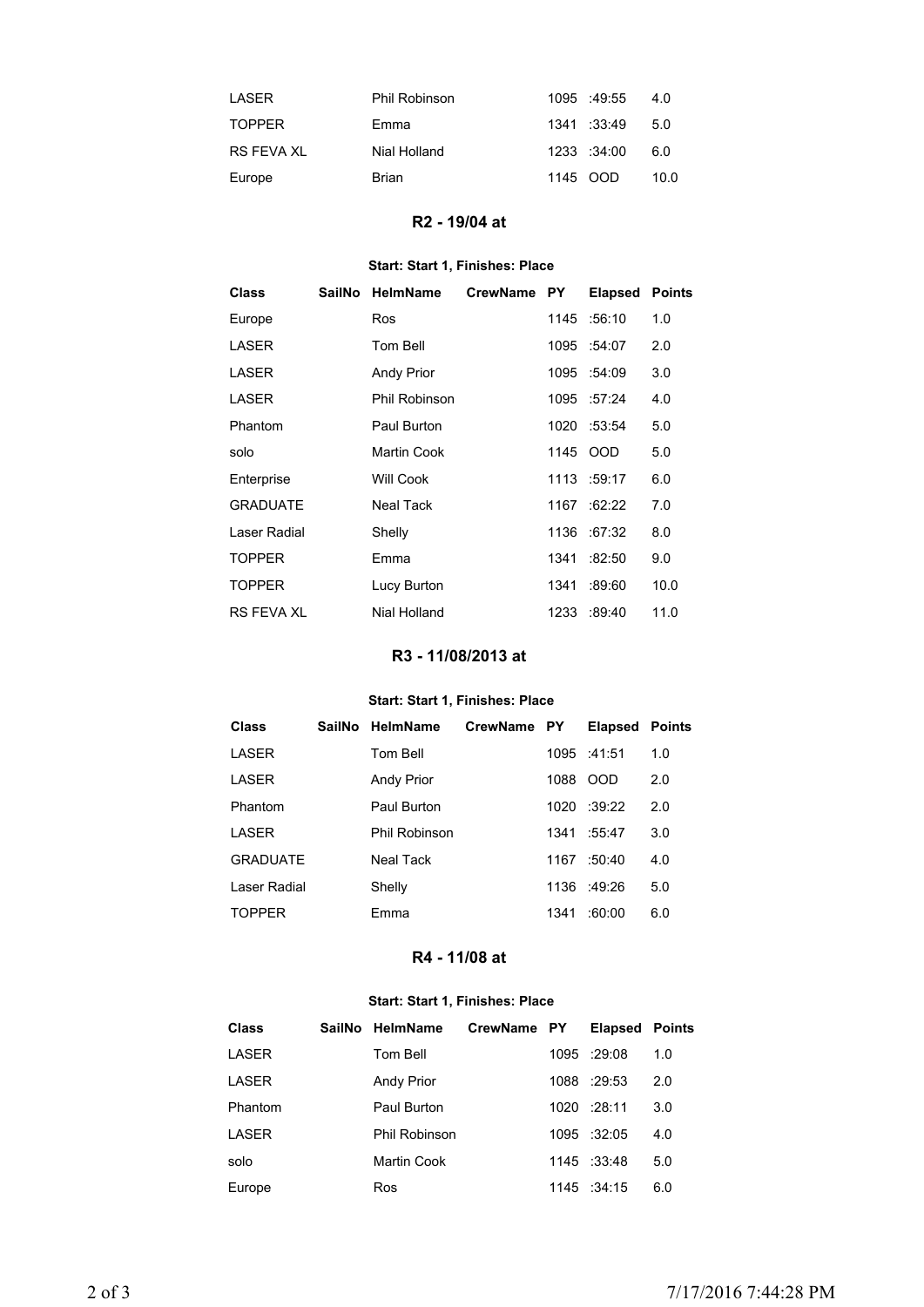| | | | | | | |
|---|---|---|---|---|---|---|
| LASER | | Phil Robinson | | 1095 | :49:55 | 4.0 |
| TOPPER | | Emma | | 1341 | :33:49 | 5.0 |
| RS FEVA XL | | Nial Holland | | 1233 | :34:00 | 6.0 |
| Europe | | Brian | | 1145 | OOD | 10.0 |

## R2 - 19/04 at

**Start: Start 1, Finishes: Place**

| Class | SailNo | HelmName | CrewName | PY | Elapsed | Points |
|---|---|---|---|---|---|---|
| Europe | | Ros | | 1145 | :56:10 | 1.0 |
| LASER | | Tom Bell | | 1095 | :54:07 | 2.0 |
| LASER | | Andy Prior | | 1095 | :54:09 | 3.0 |
| LASER | | Phil Robinson | | 1095 | :57:24 | 4.0 |
| Phantom | | Paul Burton | | 1020 | :53:54 | 5.0 |
| solo | | Martin Cook | | 1145 | OOD | 5.0 |
| Enterprise | | Will Cook | | 1113 | :59:17 | 6.0 |
| GRADUATE | | Neal Tack | | 1167 | :62:22 | 7.0 |
| Laser Radial | | Shelly | | 1136 | :67:32 | 8.0 |
| TOPPER | | Emma | | 1341 | :82:50 | 9.0 |
| TOPPER | | Lucy Burton | | 1341 | :89:60 | 10.0 |
| RS FEVA XL | | Nial Holland | | 1233 | :89:40 | 11.0 |

## R3 - 11/08/2013 at

**Start: Start 1, Finishes: Place**

| Class | SailNo | HelmName | CrewName | PY | Elapsed | Points |
|---|---|---|---|---|---|---|
| LASER | | Tom Bell | | 1095 | :41:51 | 1.0 |
| LASER | | Andy Prior | | 1088 | OOD | 2.0 |
| Phantom | | Paul Burton | | 1020 | :39:22 | 2.0 |
| LASER | | Phil Robinson | | 1341 | :55:47 | 3.0 |
| GRADUATE | | Neal Tack | | 1167 | :50:40 | 4.0 |
| Laser Radial | | Shelly | | 1136 | :49:26 | 5.0 |
| TOPPER | | Emma | | 1341 | :60:00 | 6.0 |

## R4 - 11/08 at

**Start: Start 1, Finishes: Place**

| Class | SailNo | HelmName | CrewName | PY | Elapsed | Points |
|---|---|---|---|---|---|---|
| LASER | | Tom Bell | | 1095 | :29:08 | 1.0 |
| LASER | | Andy Prior | | 1088 | :29:53 | 2.0 |
| Phantom | | Paul Burton | | 1020 | :28:11 | 3.0 |
| LASER | | Phil Robinson | | 1095 | :32:05 | 4.0 |
| solo | | Martin Cook | | 1145 | :33:48 | 5.0 |
| Europe | | Ros | | 1145 | :34:15 | 6.0 |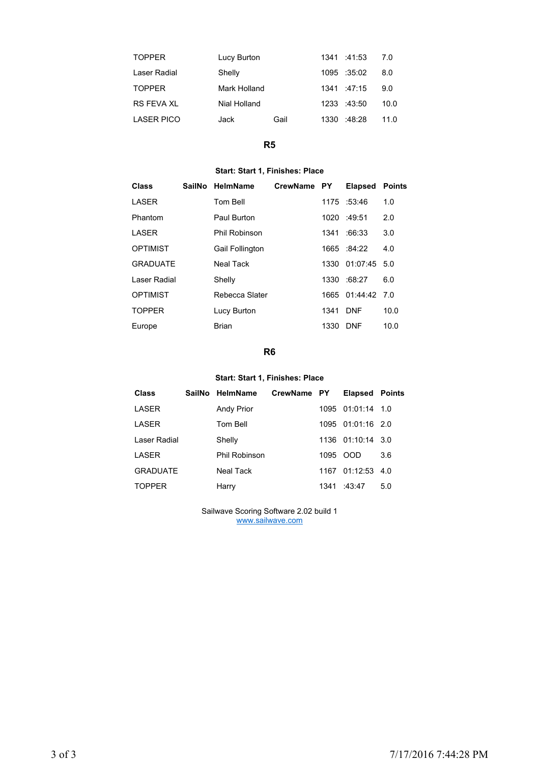| | | | | | | |
|---|---|---|---|---|---|---|
| TOPPER | | Lucy Burton | | 1341 | :41:53 | 7.0 |
| Laser Radial | | Shelly | | 1095 | :35:02 | 8.0 |
| TOPPER | | Mark Holland | | 1341 | :47:15 | 9.0 |
| RS FEVA XL | | Nial Holland | | 1233 | :43:50 | 10.0 |
| LASER PICO | | Jack | Gail | 1330 | :48:28 | 11.0 |

## R5

**Start: Start 1, Finishes: Place**

| Class | SailNo | HelmName | CrewName | PY | Elapsed | Points |
|---|---|---|---|---|---|---|
| LASER | | Tom Bell | | 1175 | :53:46 | 1.0 |
| Phantom | | Paul Burton | | 1020 | :49:51 | 2.0 |
| LASER | | Phil Robinson | | 1341 | :66:33 | 3.0 |
| OPTIMIST | | Gail Follington | | 1665 | :84:22 | 4.0 |
| GRADUATE | | Neal Tack | | 1330 | 01:07:45 | 5.0 |
| Laser Radial | | Shelly | | 1330 | :68:27 | 6.0 |
| OPTIMIST | | Rebecca Slater | | 1665 | 01:44:42 | 7.0 |
| TOPPER | | Lucy Burton | | 1341 | DNF | 10.0 |
| Europe | | Brian | | 1330 | DNF | 10.0 |

## R6

**Start: Start 1, Finishes: Place**

| Class | SailNo | HelmName | CrewName | PY | Elapsed | Points |
|---|---|---|---|---|---|---|
| LASER | | Andy Prior | | 1095 | 01:01:14 | 1.0 |
| LASER | | Tom Bell | | 1095 | 01:01:16 | 2.0 |
| Laser Radial | | Shelly | | 1136 | 01:10:14 | 3.0 |
| LASER | | Phil Robinson | | 1095 | OOD | 3.6 |
| GRADUATE | | Neal Tack | | 1167 | 01:12:53 | 4.0 |
| TOPPER | | Harry | | 1341 | :43:47 | 5.0 |

Sailwave Scoring Software 2.02 build 1
[www.sailwave.com](http://www.sailwave.com)

7/17/2016 7:44:28 PM